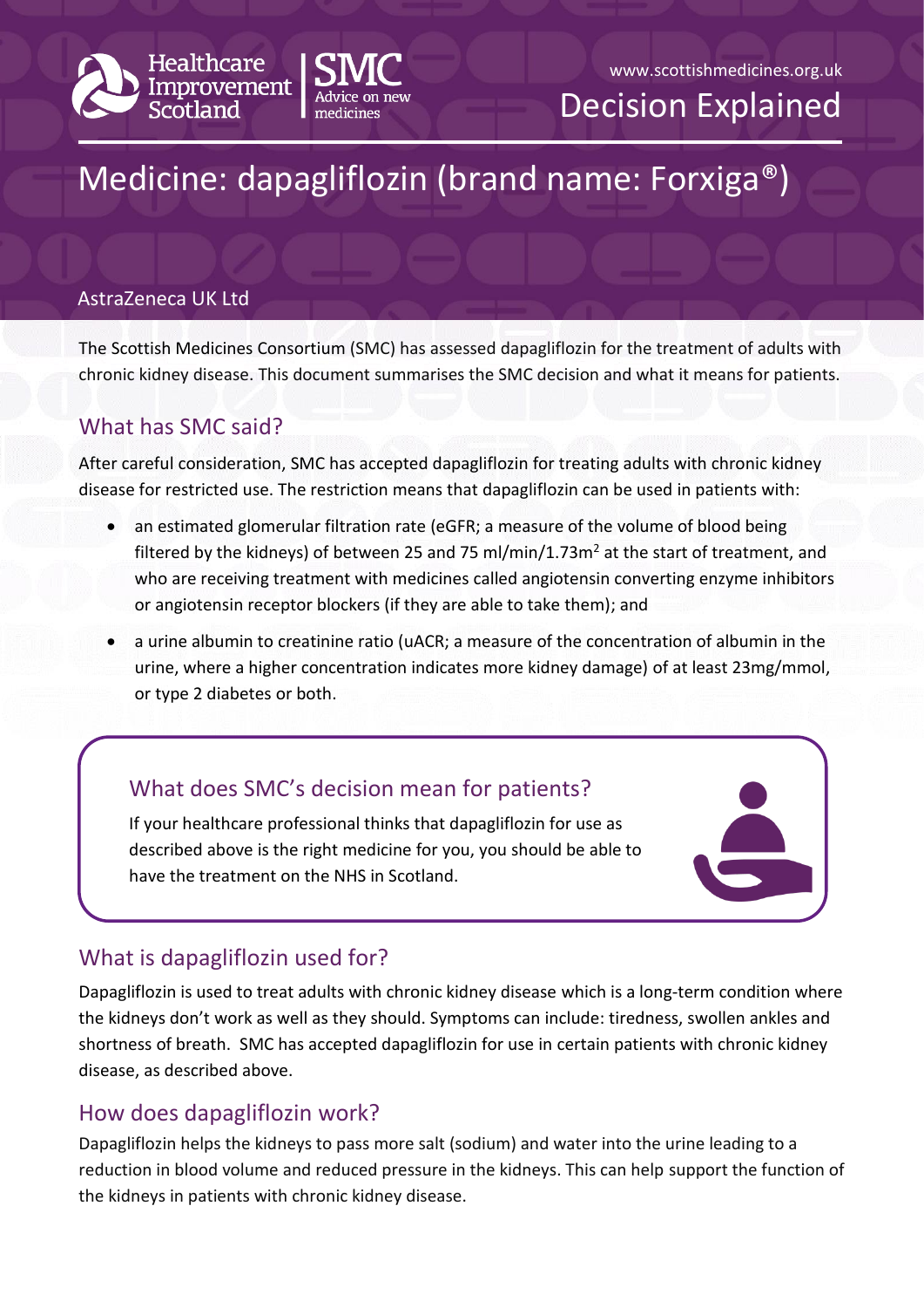Healthcare Improvement Scotland | SMC Advice on new medicines

www.scottishmedicines.org.uk

Decision Explained

# Medicine: dapagliflozin (brand name: Forxiga®)

AstraZeneca UK Ltd

The Scottish Medicines Consortium (SMC) has assessed dapagliflozin for the treatment of adults with chronic kidney disease. This document summarises the SMC decision and what it means for patients.

## What has SMC said?

After careful consideration, SMC has accepted dapagliflozin for treating adults with chronic kidney disease for restricted use. The restriction means that dapagliflozin can be used in patients with:

- an estimated glomerular filtration rate (eGFR; a measure of the volume of blood being filtered by the kidneys) of between 25 and 75 ml/min/1.73m$^2$ at the start of treatment, and who are receiving treatment with medicines called angiotensin converting enzyme inhibitors or angiotensin receptor blockers (if they are able to take them); and
- a urine albumin to creatinine ratio (uACR; a measure of the concentration of albumin in the urine, where a higher concentration indicates more kidney damage) of at least 23mg/mmol, or type 2 diabetes or both.

### What does SMC's decision mean for patients?

If your healthcare professional thinks that dapagliflozin for use as described above is the right medicine for you, you should be able to have the treatment on the NHS in Scotland.

## What is dapagliflozin used for?

Dapagliflozin is used to treat adults with chronic kidney disease which is a long-term condition where the kidneys don't work as well as they should. Symptoms can include: tiredness, swollen ankles and shortness of breath. SMC has accepted dapagliflozin for use in certain patients with chronic kidney disease, as described above.

## How does dapagliflozin work?

Dapagliflozin helps the kidneys to pass more salt (sodium) and water into the urine leading to a reduction in blood volume and reduced pressure in the kidneys. This can help support the function of the kidneys in patients with chronic kidney disease.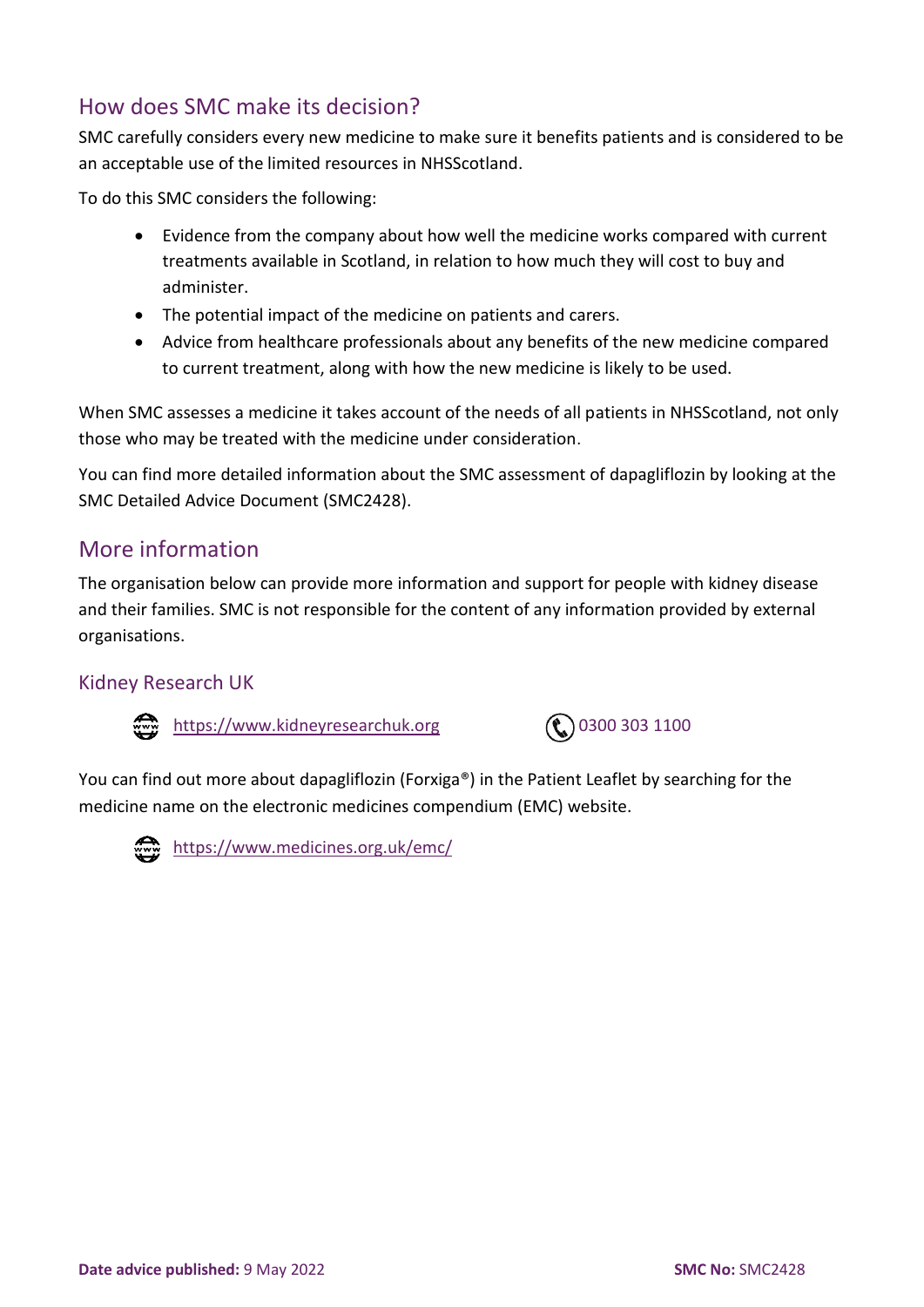## How does SMC make its decision?

SMC carefully considers every new medicine to make sure it benefits patients and is considered to be an acceptable use of the limited resources in NHSScotland.

To do this SMC considers the following:

- Evidence from the company about how well the medicine works compared with current treatments available in Scotland, in relation to how much they will cost to buy and administer.
- The potential impact of the medicine on patients and carers.
- Advice from healthcare professionals about any benefits of the new medicine compared to current treatment, along with how the new medicine is likely to be used.

When SMC assesses a medicine it takes account of the needs of all patients in NHSScotland, not only those who may be treated with the medicine under consideration.

You can find more detailed information about the SMC assessment of dapagliflozin by looking at the SMC Detailed Advice Document (SMC2428).

## More information

The organisation below can provide more information and support for people with kidney disease and their families. SMC is not responsible for the content of any information provided by external organisations.

### Kidney Research UK

https://www.kidneyresearchuk.org

0300 303 1100

You can find out more about dapagliflozin (Forxiga®) in the Patient Leaflet by searching for the medicine name on the electronic medicines compendium (EMC) website.

https://www.medicines.org.uk/emc/

**Date advice published:** 9 May 2022

**SMC No:** SMC2428